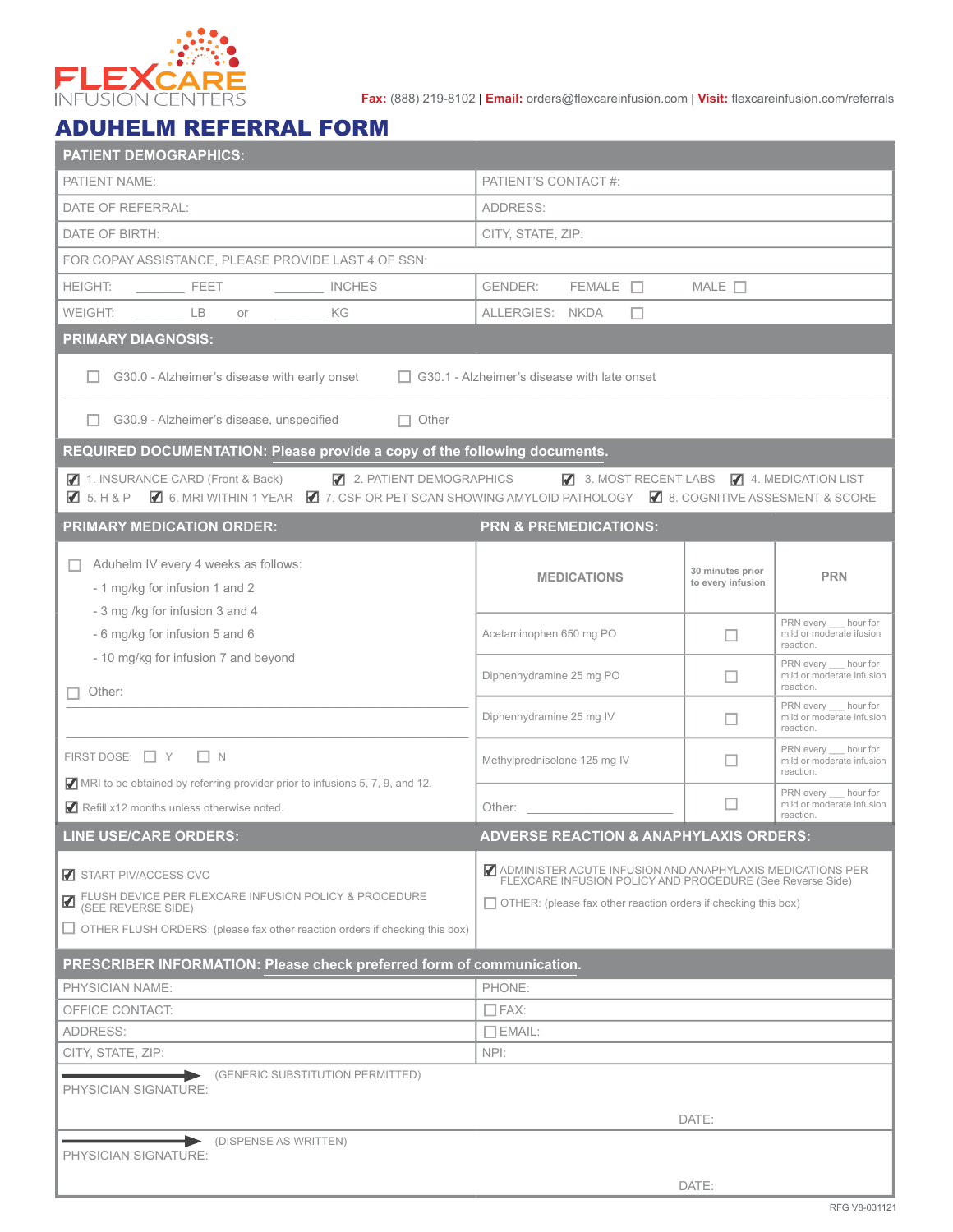FLEXCARE INFUSION CENTERS

**Fax:** (888) 219-8102 | **Email:** orders@flexcareinfusion.com | **Visit:** flexcareinfusion.com/referrals

# ADUHELM REFERRAL FORM

## PATIENT DEMOGRAPHICS:

| | |
|---|---|
| PATIENT NAME: | PATIENT'S CONTACT #: |
| DATE OF REFERRAL: | ADDRESS: |
| DATE OF BIRTH: | CITY, STATE, ZIP: |
| FOR COPAY ASSISTANCE, PLEASE PROVIDE LAST 4 OF SSN: | |
| HEIGHT: _______ FEET _______ INCHES | GENDER: FEMALE ☐ MALE ☐ |
| WEIGHT: _______ LB or _______ KG | ALLERGIES: NKDA ☐ |

## PRIMARY DIAGNOSIS:

☐ G30.0 - Alzheimer's disease with early onset ☐ G30.1 - Alzheimer's disease with late onset

☐ G30.9 - Alzheimer's disease, unspecified ☐ Other

## REQUIRED DOCUMENTATION: Please provide a copy of the following documents.

☑ 1. INSURANCE CARD (Front & Back) ☑ 2. PATIENT DEMOGRAPHICS ☑ 3. MOST RECENT LABS ☑ 4. MEDICATION LIST
☑ 5. H & P ☑ 6. MRI WITHIN 1 YEAR ☑ 7. CSF OR PET SCAN SHOWING AMYLOID PATHOLOGY ☑ 8. COGNITIVE ASSESMENT & SCORE

## PRIMARY MEDICATION ORDER:

☐ Aduhelm IV every 4 weeks as follows:

- 1 mg/kg for infusion 1 and 2
- 3 mg /kg for infusion 3 and 4
- 6 mg/kg for infusion 5 and 6
- 10 mg/kg for infusion 7 and beyond

☐ Other: ______________________________

FIRST DOSE: ☐ Y ☐ N

☑ MRI to be obtained by referring provider prior to infusions 5, 7, 9, and 12.

☑ Refill x12 months unless otherwise noted.

## PRN & PREMEDICATIONS:

| MEDICATIONS | 30 minutes prior to every infusion | PRN |
|---|---|---|
| Acetaminophen 650 mg PO | ☐ | PRN every ___ hour for mild or moderate ifusion reaction. |
| Diphenhydramine 25 mg PO | ☐ | PRN every ___ hour for mild or moderate infusion reaction. |
| Diphenhydramine 25 mg IV | ☐ | PRN every ___ hour for mild or moderate infusion reaction. |
| Methylprednisolone 125 mg IV | ☐ | PRN every ___ hour for mild or moderate infusion reaction. |
| Other: ______________ | ☐ | PRN every ___ hour for mild or moderate infusion reaction. |

## LINE USE/CARE ORDERS:

☑ START PIV/ACCESS CVC

☑ FLUSH DEVICE PER FLEXCARE INFUSION POLICY & PROCEDURE (SEE REVERSE SIDE)

☐ OTHER FLUSH ORDERS: (please fax other reaction orders if checking this box)

## ADVERSE REACTION & ANAPHYLAXIS ORDERS:

☑ ADMINISTER ACUTE INFUSION AND ANAPHYLAXIS MEDICATIONS PER FLEXCARE INFUSION POLICY AND PROCEDURE (See Reverse Side)

☐ OTHER: (please fax other reaction orders if checking this box)

## PRESCRIBER INFORMATION: Please check preferred form of communication.

| | |
|---|---|
| PHYSICIAN NAME: | PHONE: |
| OFFICE CONTACT: | ☐ FAX: |
| ADDRESS: | ☐ EMAIL: |
| CITY, STATE, ZIP: | NPI: |

PHYSICIAN SIGNATURE: ➜ (GENERIC SUBSTITUTION PERMITTED) DATE:

PHYSICIAN SIGNATURE: ➜ (DISPENSE AS WRITTEN) DATE:

RFG V8-031121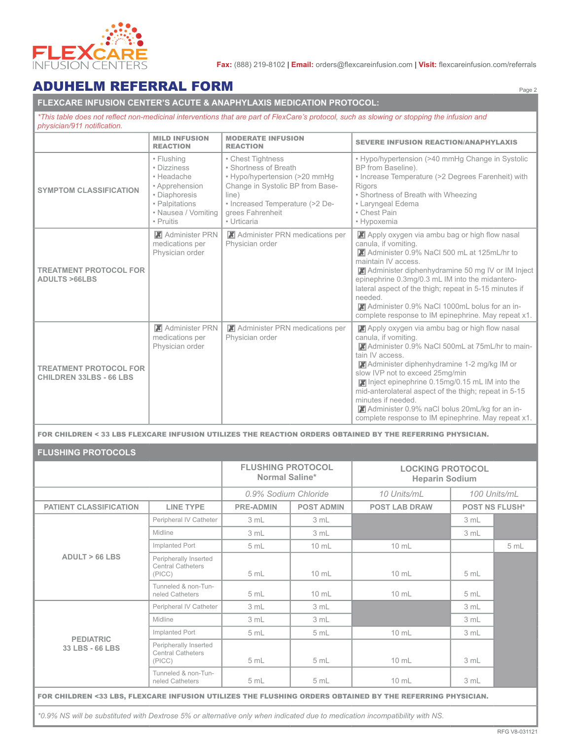# ADUHELM REFERRAL FORM

**Fax:** (888) 219-8102 | **Email:** orders@flexcareinfusion.com | **Visit:** flexcareinfusion.com/referrals

## FLEXCARE INFUSION CENTER'S ACUTE & ANAPHYLAXIS MEDICATION PROTOCOL:

*\*This table does not reflect non-medicinal interventions that are part of FlexCare's protocol, such as slowing or stopping the infusion and physician/911 notification.*

| | MILD INFUSION REACTION | MODERATE INFUSION REACTION | SEVERE INFUSION REACTION/ANAPHYLAXIS |
|---|---|---|---|
| **SYMPTOM CLASSIFICATION** | • Flushing<br>• Dizziness<br>• Headache<br>• Apprehension<br>• Diaphoresis<br>• Palpitations<br>• Nausea / Vomiting<br>• Pruitis | • Chest Tightness<br>• Shortness of Breath<br>• Hypo/hypertension (>20 mmHg Change in Systolic BP from Baseline)<br>• Increased Temperature (>2 Degrees Fahrenheit)<br>• Urticaria | • Hypo/hypertension (>40 mmHg Change in Systolic BP from Baseline).<br>• Increase Temperature (>2 Degrees Farenheit) with Rigors<br>• Shortness of Breath with Wheezing<br>• Laryngeal Edema<br>• Chest Pain<br>• Hypoxemia |
| **TREATMENT PROTOCOL FOR ADULTS >66LBS** | ☒ Administer PRN medications per Physician order | ☒ Administer PRN medications per Physician order | ☒ Apply oxygen via ambu bag or high flow nasal canula, if vomiting.<br>☒ Administer 0.9% NaCl 500 mL at 125mL/hr to maintain IV access.<br>☒ Administer diphenhydramine 50 mg IV or IM Inject epinephrine 0.3mg/0.3 mL IM into the midanterolateral aspect of the thigh; repeat in 5-15 minutes if needed.<br>☒ Administer 0.9% NaCl 1000mL bolus for an incomplete response to IM epinephrine. May repeat x1. |
| **TREATMENT PROTOCOL FOR CHILDREN 33LBS - 66 LBS** | ☒ Administer PRN medications per Physician order | ☒ Administer PRN medications per Physician order | ☒ Apply oxygen via ambu bag or high flow nasal canula, if vomiting.<br>☒ Administer 0.9% NaCl 500mL at 75mL/hr to maintain IV access.<br>☒ Administer diphenhydramine 1-2 mg/kg IM or slow IVP not to exceed 25mg/min<br>☒ Inject epinephrine 0.15mg/0.15 mL IM into the mid-anterolateral aspect of the thigh; repeat in 5-15 minutes if needed.<br>☒ Administer 0.9% naCl bolus 20mL/kg for an incomplete response to IM epinephrine. May repeat x1. |

**FOR CHILDREN < 33 LBS FLEXCARE INFUSION UTILIZES THE REACTION ORDERS OBTAINED BY THE REFERRING PHYSICIAN.**

## FLUSHING PROTOCOLS

| | | FLUSHING PROTOCOL Normal Saline* | | LOCKING PROTOCOL Heparin Sodium | | |
|---|---|---|---|---|---|---|
| | | *0.9% Sodium Chloride* | | *10 Units/mL* | *100 Units/mL* | |
| **PATIENT CLASSIFICATION** | **LINE TYPE** | **PRE-ADMIN** | **POST ADMIN** | **POST LAB DRAW** | **POST NS FLUSH*** | |
| **ADULT > 66 LBS** | Peripheral IV Catheter | 3 mL | 3 mL | | 3 mL | |
| | Midline | 3 mL | 3 mL | | 3 mL | |
| | Implanted Port | 5 mL | 10 mL | 10 mL | | 5 mL |
| | Peripherally Inserted Central Catheters (PICC) | 5 mL | 10 mL | 10 mL | 5 mL | |
| | Tunneled & non-Tunneled Catheters | 5 mL | 10 mL | 10 mL | 5 mL | |
| **PEDIATRIC 33 LBS - 66 LBS** | Peripheral IV Catheter | 3 mL | 3 mL | | 3 mL | |
| | Midline | 3 mL | 3 mL | | 3 mL | |
| | Implanted Port | 5 mL | 5 mL | 10 mL | 3 mL | |
| | Peripherally Inserted Central Catheters (PICC) | 5 mL | 5 mL | 10 mL | 3 mL | |
| | Tunneled & non-Tunneled Catheters | 5 mL | 5 mL | 10 mL | 3 mL | |

**FOR CHILDREN <33 LBS, FLEXCARE INFUSION UTILIZES THE FLUSHING ORDERS OBTAINED BY THE REFERRING PHYSICIAN.**

*\*0.9% NS will be substituted with Dextrose 5% or alternative only when indicated due to medication incompatibility with NS.*

RFG V8-031121